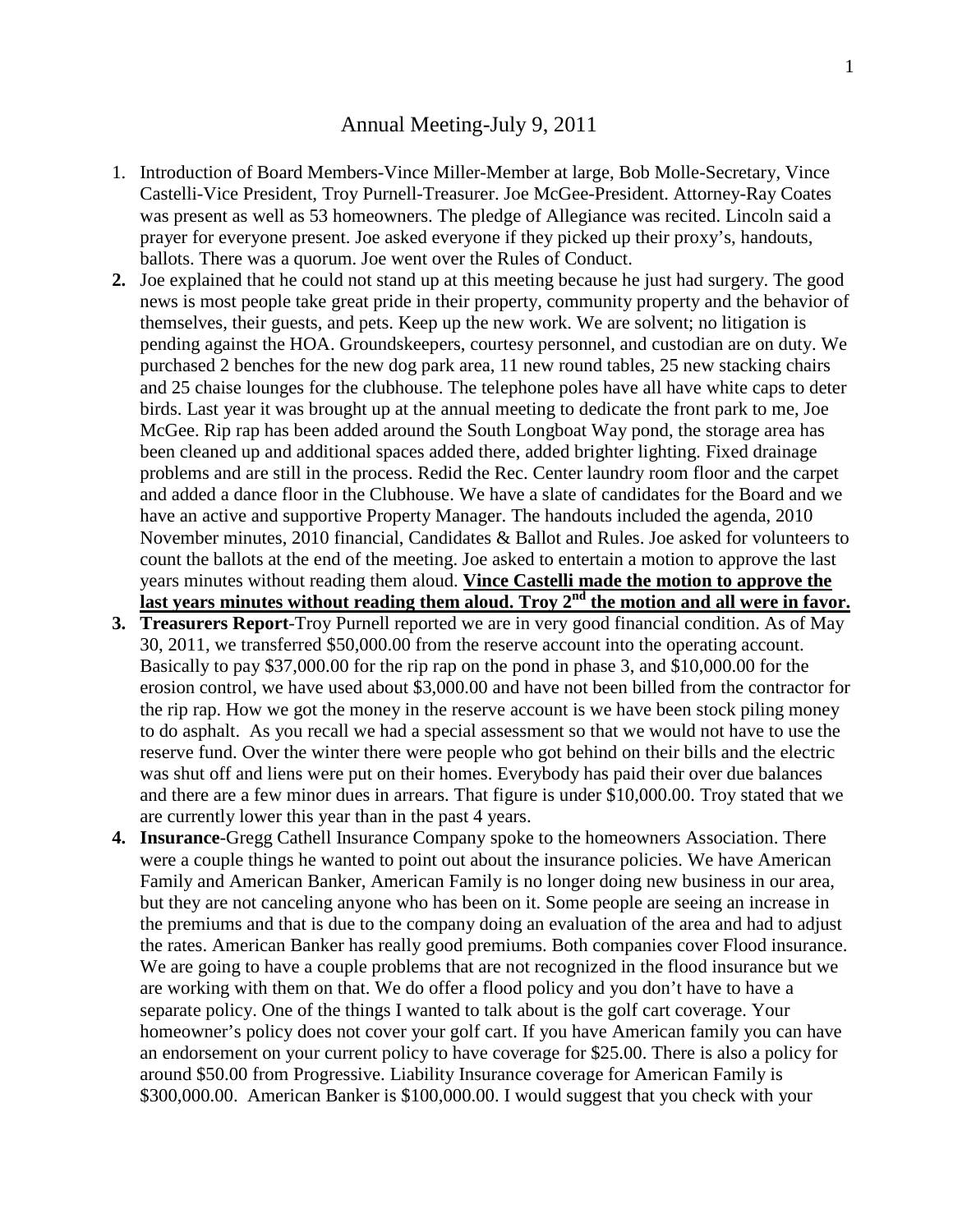# Annual Meeting-July 9, 2011

1. Introduction of Board Members-Vince Miller-Member at large, Bob Molle-Secretary, Vince Castelli-Vice President, Troy Purnell-Treasurer. Joe McGee-President. Attorney-Ray Coates was present as well as 53 homeowners. The pledge of Allegiance was recited. Lincoln said a prayer for everyone present. Joe asked everyone if they picked up their proxy's, handouts, ballots. There was a quorum. Joe went over the Rules of Conduct.
2. Joe explained that he could not stand up at this meeting because he just had surgery. The good news is most people take great pride in their property, community property and the behavior of themselves, their guests, and pets. Keep up the new work. We are solvent; no litigation is pending against the HOA. Groundskeepers, courtesy personnel, and custodian are on duty. We purchased 2 benches for the new dog park area, 11 new round tables, 25 new stacking chairs and 25 chaise lounges for the clubhouse. The telephone poles have all have white caps to deter birds. Last year it was brought up at the annual meeting to dedicate the front park to me, Joe McGee. Rip rap has been added around the South Longboat Way pond, the storage area has been cleaned up and additional spaces added there, added brighter lighting. Fixed drainage problems and are still in the process. Redid the Rec. Center laundry room floor and the carpet and added a dance floor in the Clubhouse. We have a slate of candidates for the Board and we have an active and supportive Property Manager. The handouts included the agenda, 2010 November minutes, 2010 financial, Candidates & Ballot and Rules. Joe asked for volunteers to count the ballots at the end of the meeting. Joe asked to entertain a motion to approve the last years minutes without reading them aloud. **Vince Castelli made the motion to approve the last years minutes without reading them aloud. Troy 2nd the motion and all were in favor.**
3. **Treasurers Report**-Troy Purnell reported we are in very good financial condition. As of May 30, 2011, we transferred $50,000.00 from the reserve account into the operating account. Basically to pay $37,000.00 for the rip rap on the pond in phase 3, and $10,000.00 for the erosion control, we have used about $3,000.00 and have not been billed from the contractor for the rip rap. How we got the money in the reserve account is we have been stock piling money to do asphalt. As you recall we had a special assessment so that we would not have to use the reserve fund. Over the winter there were people who got behind on their bills and the electric was shut off and liens were put on their homes. Everybody has paid their over due balances and there are a few minor dues in arrears. That figure is under $10,000.00. Troy stated that we are currently lower this year than in the past 4 years.
4. **Insurance**-Gregg Cathell Insurance Company spoke to the homeowners Association. There were a couple things he wanted to point out about the insurance policies. We have American Family and American Banker, American Family is no longer doing new business in our area, but they are not canceling anyone who has been on it. Some people are seeing an increase in the premiums and that is due to the company doing an evaluation of the area and had to adjust the rates. American Banker has really good premiums. Both companies cover Flood insurance. We are going to have a couple problems that are not recognized in the flood insurance but we are working with them on that. We do offer a flood policy and you don't have to have a separate policy. One of the things I wanted to talk about is the golf cart coverage. Your homeowner's policy does not cover your golf cart. If you have American family you can have an endorsement on your current policy to have coverage for $25.00. There is also a policy for around $50.00 from Progressive. Liability Insurance coverage for American Family is $300,000.00. American Banker is $100,000.00. I would suggest that you check with your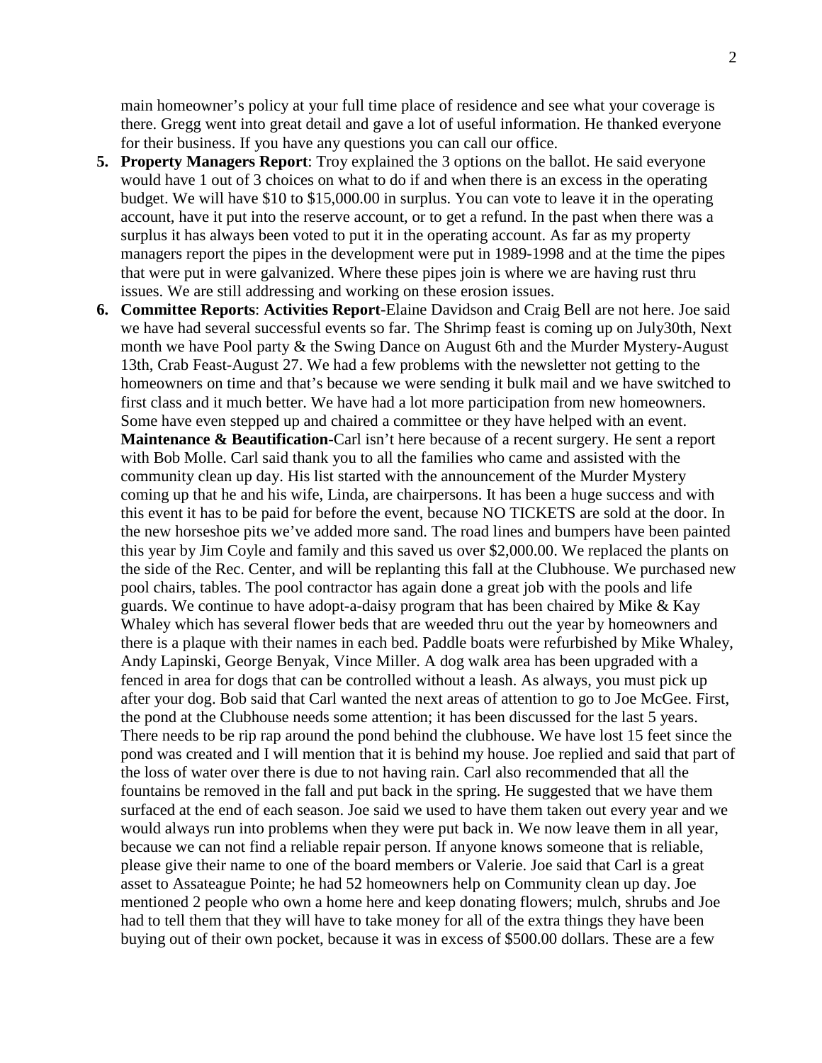main homeowner's policy at your full time place of residence and see what your coverage is there. Gregg went into great detail and gave a lot of useful information. He thanked everyone for their business. If you have any questions you can call our office.

5. **Property Managers Report**: Troy explained the 3 options on the ballot. He said everyone would have 1 out of 3 choices on what to do if and when there is an excess in the operating budget. We will have \$10 to \$15,000.00 in surplus. You can vote to leave it in the operating account, have it put into the reserve account, or to get a refund. In the past when there was a surplus it has always been voted to put it in the operating account. As far as my property managers report the pipes in the development were put in 1989-1998 and at the time the pipes that were put in were galvanized. Where these pipes join is where we are having rust thru issues. We are still addressing and working on these erosion issues.
6. **Committee Reports**: **Activities Report**-Elaine Davidson and Craig Bell are not here. Joe said we have had several successful events so far. The Shrimp feast is coming up on July30th, Next month we have Pool party & the Swing Dance on August 6th and the Murder Mystery-August 13th, Crab Feast-August 27. We had a few problems with the newsletter not getting to the homeowners on time and that's because we were sending it bulk mail and we have switched to first class and it much better. We have had a lot more participation from new homeowners. Some have even stepped up and chaired a committee or they have helped with an event.
**Maintenance & Beautification**-Carl isn't here because of a recent surgery. He sent a report with Bob Molle. Carl said thank you to all the families who came and assisted with the community clean up day. His list started with the announcement of the Murder Mystery coming up that he and his wife, Linda, are chairpersons. It has been a huge success and with this event it has to be paid for before the event, because NO TICKETS are sold at the door. In the new horseshoe pits we've added more sand. The road lines and bumpers have been painted this year by Jim Coyle and family and this saved us over \$2,000.00. We replaced the plants on the side of the Rec. Center, and will be replanting this fall at the Clubhouse. We purchased new pool chairs, tables. The pool contractor has again done a great job with the pools and life guards. We continue to have adopt-a-daisy program that has been chaired by Mike & Kay Whaley which has several flower beds that are weeded thru out the year by homeowners and there is a plaque with their names in each bed. Paddle boats were refurbished by Mike Whaley, Andy Lapinski, George Benyak, Vince Miller. A dog walk area has been upgraded with a fenced in area for dogs that can be controlled without a leash. As always, you must pick up after your dog. Bob said that Carl wanted the next areas of attention to go to Joe McGee. First, the pond at the Clubhouse needs some attention; it has been discussed for the last 5 years. There needs to be rip rap around the pond behind the clubhouse. We have lost 15 feet since the pond was created and I will mention that it is behind my house. Joe replied and said that part of the loss of water over there is due to not having rain. Carl also recommended that all the fountains be removed in the fall and put back in the spring. He suggested that we have them surfaced at the end of each season. Joe said we used to have them taken out every year and we would always run into problems when they were put back in. We now leave them in all year, because we can not find a reliable repair person. If anyone knows someone that is reliable, please give their name to one of the board members or Valerie. Joe said that Carl is a great asset to Assateague Pointe; he had 52 homeowners help on Community clean up day. Joe mentioned 2 people who own a home here and keep donating flowers; mulch, shrubs and Joe had to tell them that they will have to take money for all of the extra things they have been buying out of their own pocket, because it was in excess of \$500.00 dollars. These are a few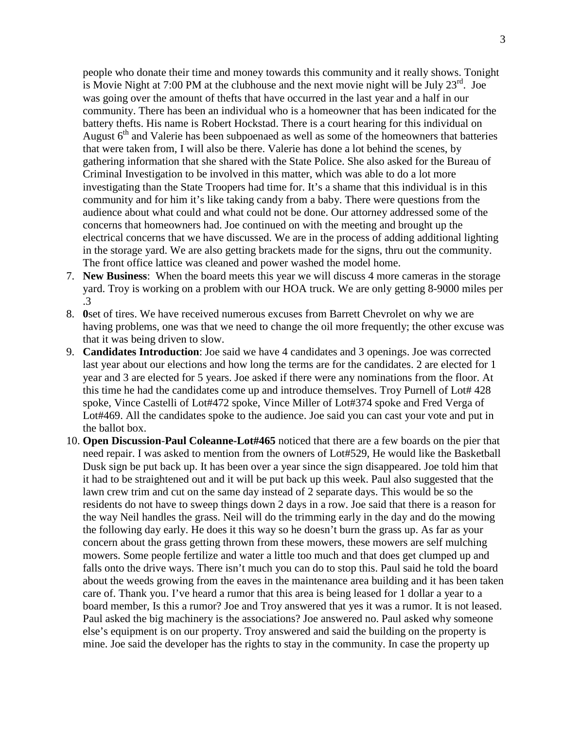people who donate their time and money towards this community and it really shows. Tonight is Movie Night at 7:00 PM at the clubhouse and the next movie night will be July 23rd. Joe was going over the amount of thefts that have occurred in the last year and a half in our community. There has been an individual who is a homeowner that has been indicated for the battery thefts. His name is Robert Hockstad. There is a court hearing for this individual on August 6th and Valerie has been subpoenaed as well as some of the homeowners that batteries that were taken from, I will also be there. Valerie has done a lot behind the scenes, by gathering information that she shared with the State Police. She also asked for the Bureau of Criminal Investigation to be involved in this matter, which was able to do a lot more investigating than the State Troopers had time for. It's a shame that this individual is in this community and for him it's like taking candy from a baby. There were questions from the audience about what could and what could not be done. Our attorney addressed some of the concerns that homeowners had. Joe continued on with the meeting and brought up the electrical concerns that we have discussed. We are in the process of adding additional lighting in the storage yard. We are also getting brackets made for the signs, thru out the community. The front office lattice was cleaned and power washed the model home.

7. **New Business**: When the board meets this year we will discuss 4 more cameras in the storage yard. Troy is working on a problem with our HOA truck. We are only getting 8-9000 miles per .3
8. **0**set of tires. We have received numerous excuses from Barrett Chevrolet on why we are having problems, one was that we need to change the oil more frequently; the other excuse was that it was being driven to slow.
9. **Candidates Introduction**: Joe said we have 4 candidates and 3 openings. Joe was corrected last year about our elections and how long the terms are for the candidates. 2 are elected for 1 year and 3 are elected for 5 years. Joe asked if there were any nominations from the floor. At this time he had the candidates come up and introduce themselves. Troy Purnell of Lot# 428 spoke, Vince Castelli of Lot#472 spoke, Vince Miller of Lot#374 spoke and Fred Verga of Lot#469. All the candidates spoke to the audience. Joe said you can cast your vote and put in the ballot box.
10. **Open Discussion-Paul Coleanne-Lot#465** noticed that there are a few boards on the pier that need repair. I was asked to mention from the owners of Lot#529, He would like the Basketball Dusk sign be put back up. It has been over a year since the sign disappeared. Joe told him that it had to be straightened out and it will be put back up this week. Paul also suggested that the lawn crew trim and cut on the same day instead of 2 separate days. This would be so the residents do not have to sweep things down 2 days in a row. Joe said that there is a reason for the way Neil handles the grass. Neil will do the trimming early in the day and do the mowing the following day early. He does it this way so he doesn't burn the grass up. As far as your concern about the grass getting thrown from these mowers, these mowers are self mulching mowers. Some people fertilize and water a little too much and that does get clumped up and falls onto the drive ways. There isn't much you can do to stop this. Paul said he told the board about the weeds growing from the eaves in the maintenance area building and it has been taken care of. Thank you. I've heard a rumor that this area is being leased for 1 dollar a year to a board member, Is this a rumor? Joe and Troy answered that yes it was a rumor. It is not leased. Paul asked the big machinery is the associations? Joe answered no. Paul asked why someone else's equipment is on our property. Troy answered and said the building on the property is mine. Joe said the developer has the rights to stay in the community. In case the property up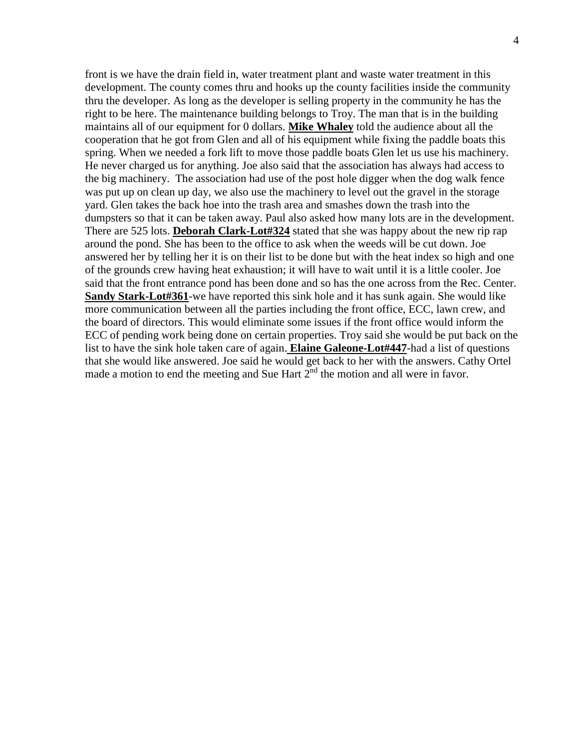front is we have the drain field in, water treatment plant and waste water treatment in this development. The county comes thru and hooks up the county facilities inside the community thru the developer. As long as the developer is selling property in the community he has the right to be here. The maintenance building belongs to Troy. The man that is in the building maintains all of our equipment for 0 dollars. **Mike Whaley** told the audience about all the cooperation that he got from Glen and all of his equipment while fixing the paddle boats this spring. When we needed a fork lift to move those paddle boats Glen let us use his machinery. He never charged us for anything. Joe also said that the association has always had access to the big machinery. The association had use of the post hole digger when the dog walk fence was put up on clean up day, we also use the machinery to level out the gravel in the storage yard. Glen takes the back hoe into the trash area and smashes down the trash into the dumpsters so that it can be taken away. Paul also asked how many lots are in the development. There are 525 lots. **Deborah Clark-Lot#324** stated that she was happy about the new rip rap around the pond. She has been to the office to ask when the weeds will be cut down. Joe answered her by telling her it is on their list to be done but with the heat index so high and one of the grounds crew having heat exhaustion; it will have to wait until it is a little cooler. Joe said that the front entrance pond has been done and so has the one across from the Rec. Center. **Sandy Stark-Lot#361**-we have reported this sink hole and it has sunk again. She would like more communication between all the parties including the front office, ECC, lawn crew, and the board of directors. This would eliminate some issues if the front office would inform the ECC of pending work being done on certain properties. Troy said she would be put back on the list to have the sink hole taken care of again. **Elaine Galeone-Lot#447**-had a list of questions that she would like answered. Joe said he would get back to her with the answers. Cathy Ortel made a motion to end the meeting and Sue Hart 2nd the motion and all were in favor.